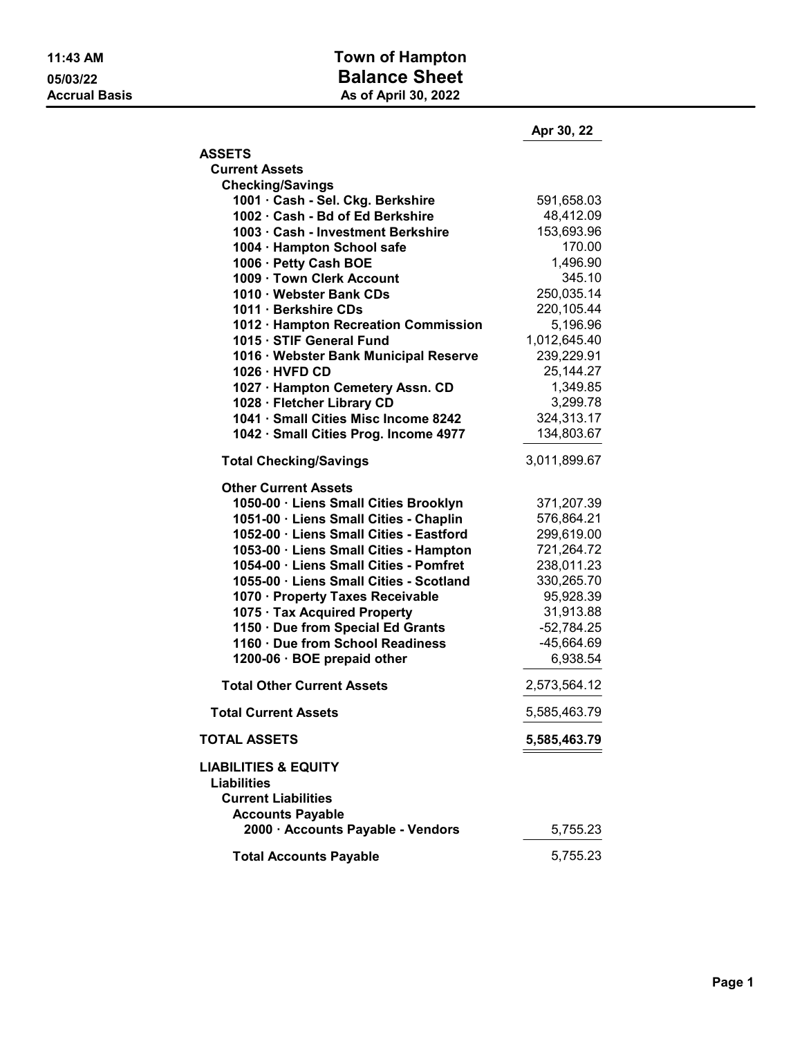**11:43 AM**
**05/03/22**
**Accrual Basis**

# Town of Hampton
## Balance Sheet
### As of April 30, 2022

| | Apr 30, 22 |
|---|---:|
| **ASSETS** | |
| **Current Assets** | |
| **Checking/Savings** | |
| **1001 · Cash - Sel. Ckg. Berkshire** | 591,658.03 |
| **1002 · Cash - Bd of Ed Berkshire** | 48,412.09 |
| **1003 · Cash - Investment Berkshire** | 153,693.96 |
| **1004 · Hampton School safe** | 170.00 |
| **1006 · Petty Cash BOE** | 1,496.90 |
| **1009 · Town Clerk Account** | 345.10 |
| **1010 · Webster Bank CDs** | 250,035.14 |
| **1011 · Berkshire CDs** | 220,105.44 |
| **1012 · Hampton Recreation Commission** | 5,196.96 |
| **1015 · STIF General Fund** | 1,012,645.40 |
| **1016 · Webster Bank Municipal Reserve** | 239,229.91 |
| **1026 · HVFD CD** | 25,144.27 |
| **1027 · Hampton Cemetery Assn. CD** | 1,349.85 |
| **1028 · Fletcher Library CD** | 3,299.78 |
| **1041 · Small Cities Misc Income 8242** | 324,313.17 |
| **1042 · Small Cities Prog. Income 4977** | 134,803.67 |
| **Total Checking/Savings** | 3,011,899.67 |
| **Other Current Assets** | |
| **1050-00 · Liens Small Cities Brooklyn** | 371,207.39 |
| **1051-00 · Liens Small Cities - Chaplin** | 576,864.21 |
| **1052-00 · Liens Small Cities - Eastford** | 299,619.00 |
| **1053-00 · Liens Small Cities - Hampton** | 721,264.72 |
| **1054-00 · Liens Small Cities - Pomfret** | 238,011.23 |
| **1055-00 · Liens Small Cities - Scotland** | 330,265.70 |
| **1070 · Property Taxes Receivable** | 95,928.39 |
| **1075 · Tax Acquired Property** | 31,913.88 |
| **1150 · Due from Special Ed Grants** | -52,784.25 |
| **1160 · Due from School Readiness** | -45,664.69 |
| **1200-06 · BOE prepaid other** | 6,938.54 |
| **Total Other Current Assets** | 2,573,564.12 |
| **Total Current Assets** | 5,585,463.79 |
| **TOTAL ASSETS** | **5,585,463.79** |
| **LIABILITIES & EQUITY** | |
| **Liabilities** | |
| **Current Liabilities** | |
| **Accounts Payable** | |
| **2000 · Accounts Payable - Vendors** | 5,755.23 |
| **Total Accounts Payable** | 5,755.23 |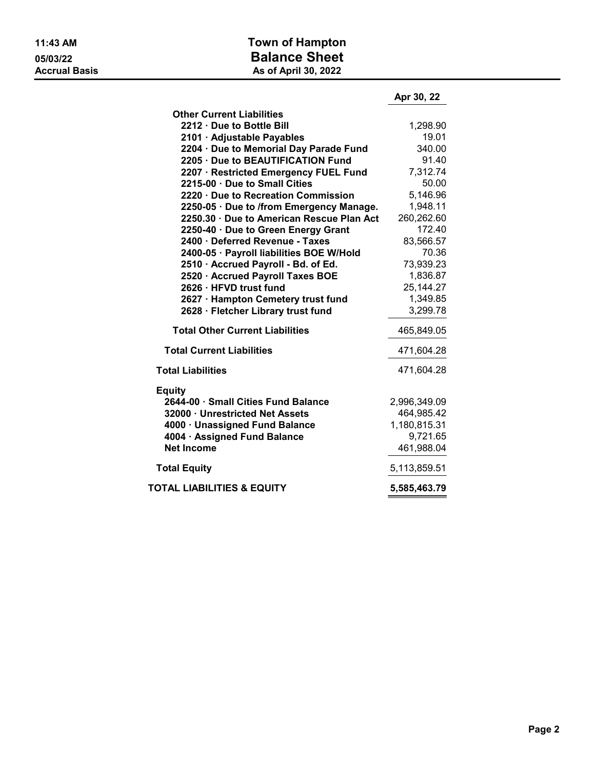**Town of Hampton**
**Balance Sheet**
**As of April 30, 2022**

11:43 AM
05/03/22
Accrual Basis

| | Apr 30, 22 |
|---|---|
| **Other Current Liabilities** | |
| **2212 · Due to Bottle Bill** | 1,298.90 |
| **2101 · Adjustable Payables** | 19.01 |
| **2204 · Due to Memorial Day Parade Fund** | 340.00 |
| **2205 · Due to BEAUTIFICATION Fund** | 91.40 |
| **2207 · Restricted Emergency FUEL Fund** | 7,312.74 |
| **2215-00 · Due to Small Cities** | 50.00 |
| **2220 · Due to Recreation Commission** | 5,146.96 |
| **2250-05 · Due to /from Emergency Manage.** | 1,948.11 |
| **2250.30 · Due to American Rescue Plan Act** | 260,262.60 |
| **2250-40 · Due to Green Energy Grant** | 172.40 |
| **2400 · Deferred Revenue - Taxes** | 83,566.57 |
| **2400-05 · Payroll liabilities BOE W/Hold** | 70.36 |
| **2510 · Accrued Payroll - Bd. of Ed.** | 73,939.23 |
| **2520 · Accrued Payroll Taxes BOE** | 1,836.87 |
| **2626 · HFVD trust fund** | 25,144.27 |
| **2627 · Hampton Cemetery trust fund** | 1,349.85 |
| **2628 · Fletcher Library trust fund** | 3,299.78 |
| **Total Other Current Liabilities** | 465,849.05 |
| **Total Current Liabilities** | 471,604.28 |
| **Total Liabilities** | 471,604.28 |
| **Equity** | |
| **2644-00 · Small Cities Fund Balance** | 2,996,349.09 |
| **32000 · Unrestricted Net Assets** | 464,985.42 |
| **4000 · Unassigned Fund Balance** | 1,180,815.31 |
| **4004 · Assigned Fund Balance** | 9,721.65 |
| **Net Income** | 461,988.04 |
| **Total Equity** | 5,113,859.51 |
| **TOTAL LIABILITIES & EQUITY** | **5,585,463.79** |